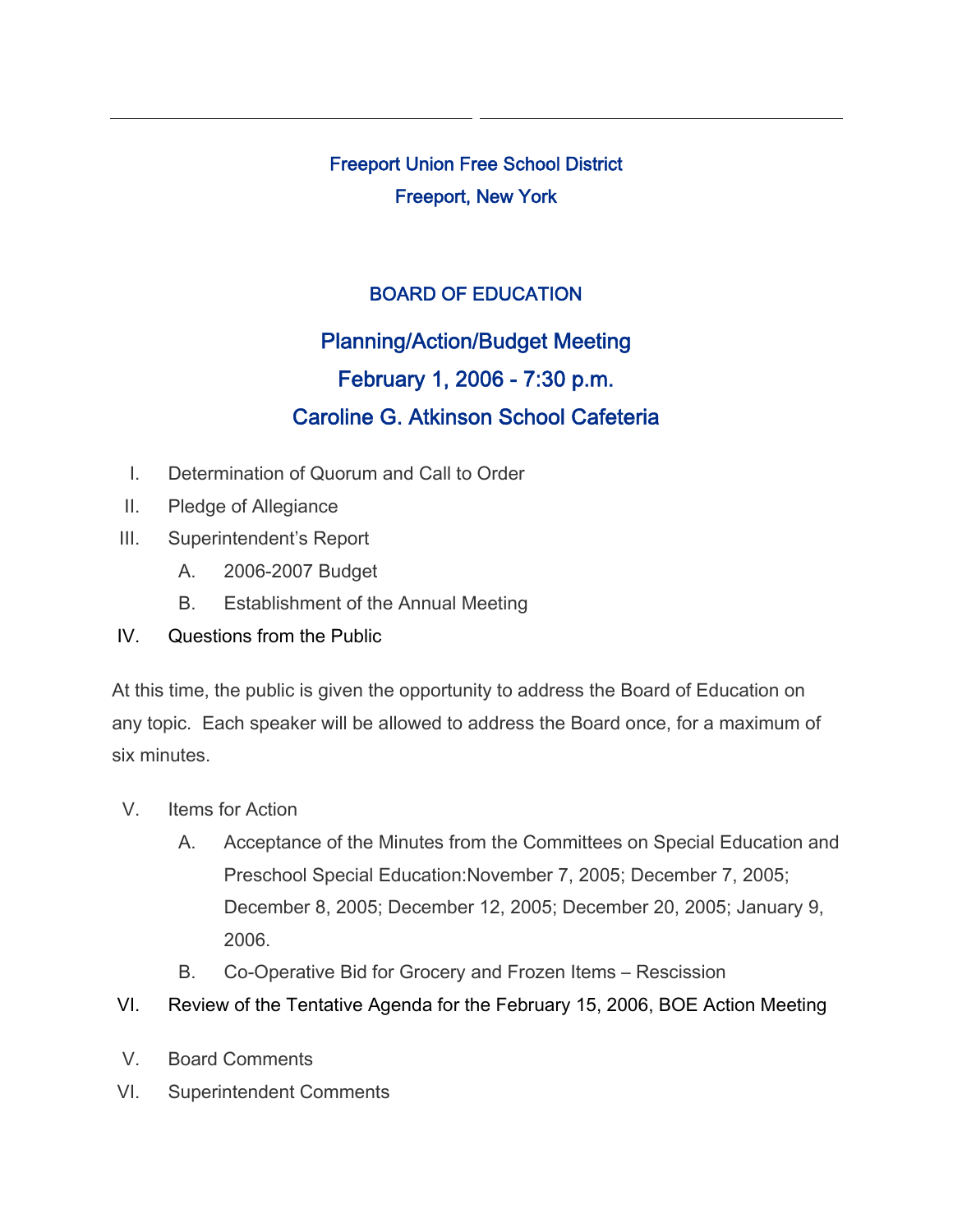Freeport Union Free School District

Freeport, New York

## BOARD OF EDUCATION

## Planning/Action/Budget Meeting

## February 1, 2006 - 7:30 p.m.

## Caroline G. Atkinson School Cafeteria

I. Determination of Quorum and Call to Order

II. Pledge of Allegiance

III. Superintendent's Report

   A. 2006-2007 Budget

   B. Establishment of the Annual Meeting

IV. Questions from the Public

At this time, the public is given the opportunity to address the Board of Education on any topic. Each speaker will be allowed to address the Board once, for a maximum of six minutes.

V. Items for Action

   A. Acceptance of the Minutes from the Committees on Special Education and Preschool Special Education:November 7, 2005; December 7, 2005; December 8, 2005; December 12, 2005; December 20, 2005; January 9, 2006.

   B. Co-Operative Bid for Grocery and Frozen Items – Rescission

VI. Review of the Tentative Agenda for the February 15, 2006, BOE Action Meeting

V. Board Comments

VI. Superintendent Comments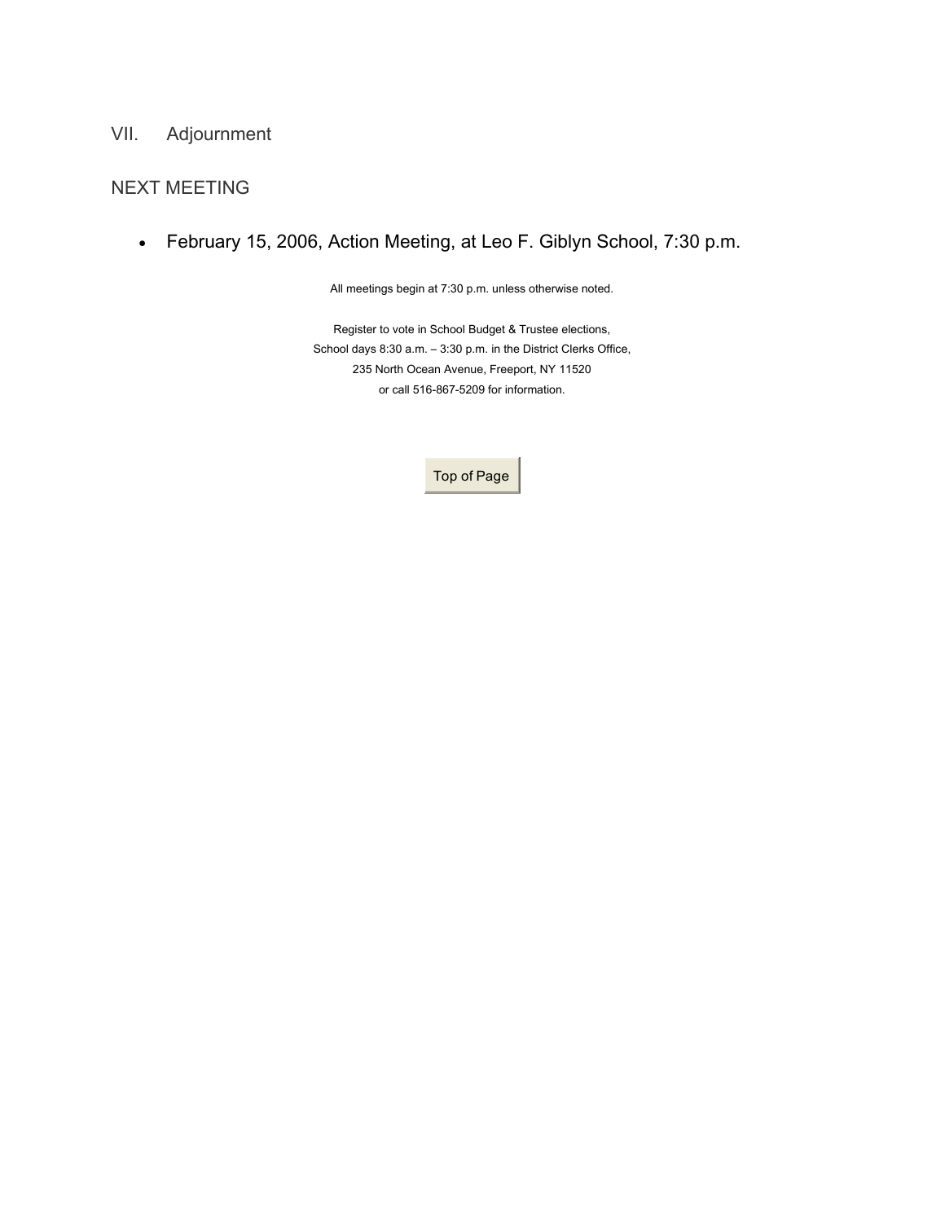VII. Adjournment

NEXT MEETING

- February 15, 2006, Action Meeting, at Leo F. Giblyn School, 7:30 p.m.

All meetings begin at 7:30 p.m. unless otherwise noted.

Register to vote in School Budget & Trustee elections,
School days 8:30 a.m. – 3:30 p.m. in the District Clerks Office,
235 North Ocean Avenue, Freeport, NY 11520
or call 516-867-5209 for information.

Top of Page